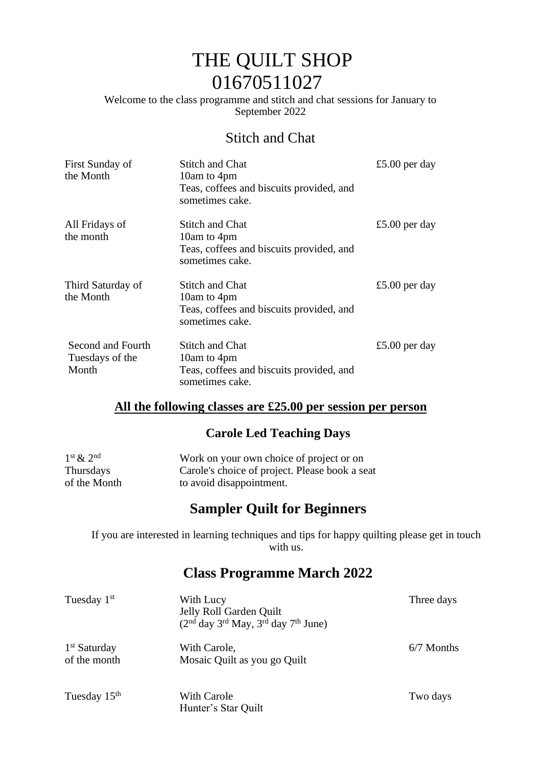# THE QUILT SHOP
# 01670511027

Welcome to the class programme and stitch and chat sessions for January to September 2022

## Stitch and Chat

| | | |
|---|---|---|
| First Sunday of the Month | Stitch and Chat<br>10am to 4pm<br>Teas, coffees and biscuits provided, and sometimes cake. | £5.00 per day |
| All Fridays of the month | Stitch and Chat<br>10am to 4pm<br>Teas, coffees and biscuits provided, and sometimes cake. | £5.00 per day |
| Third Saturday of the Month | Stitch and Chat<br>10am to 4pm<br>Teas, coffees and biscuits provided, and sometimes cake. | £5.00 per day |
| Second and Fourth Tuesdays of the Month | Stitch and Chat<br>10am to 4pm<br>Teas, coffees and biscuits provided, and sometimes cake. | £5.00 per day |

**All the following classes are £25.00 per session per person**

### Carole Led Teaching Days

| | |
|---|---|
| 1st & 2nd Thursdays of the Month | Work on your own choice of project or on Carole's choice of project. Please book a seat to avoid disappointment. |

## Sampler Quilt for Beginners

If you are interested in learning techniques and tips for happy quilting please get in touch with us.

## Class Programme March 2022

| | | |
|---|---|---|
| Tuesday 1st | With Lucy<br>Jelly Roll Garden Quilt<br>(2nd day 3rd May, 3rd day 7th June) | Three days |
| 1st Saturday of the month | With Carole,<br>Mosaic Quilt as you go Quilt | 6/7 Months |
| Tuesday 15th | With Carole<br>Hunter's Star Quilt | Two days |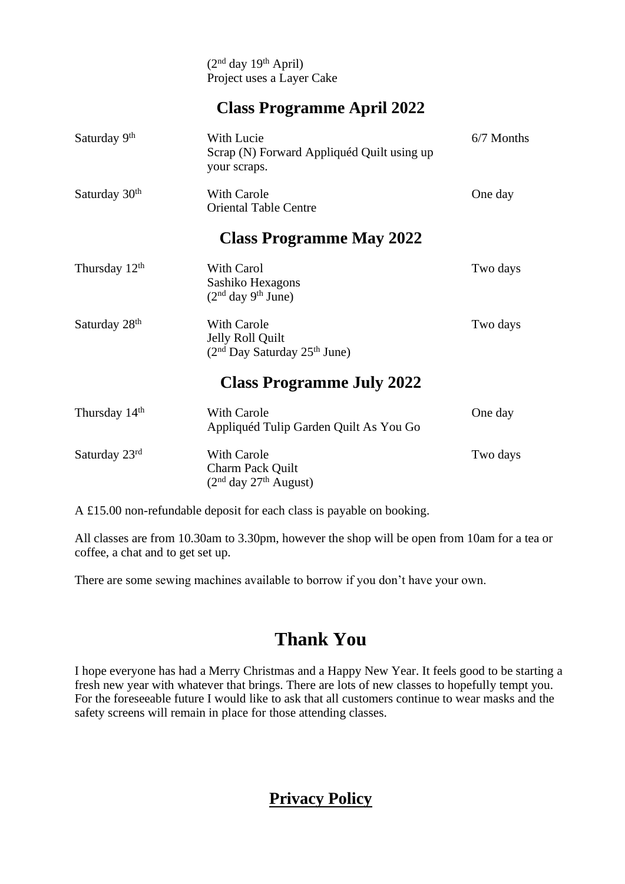(2nd day 19th April)
Project uses a Layer Cake

## Class Programme April 2022

| | | |
|---|---|---|
| Saturday 9th | With Lucie<br>Scrap (N) Forward Appliquéd Quilt using up your scraps. | 6/7 Months |
| Saturday 30th | With Carole<br>Oriental Table Centre | One day |

## Class Programme May 2022

| | | |
|---|---|---|
| Thursday 12th | With Carol<br>Sashiko Hexagons<br>(2nd day 9th June) | Two days |
| Saturday 28th | With Carole<br>Jelly Roll Quilt<br>(2nd Day Saturday 25th June) | Two days |

## Class Programme July 2022

| | | |
|---|---|---|
| Thursday 14th | With Carole<br>Appliquéd Tulip Garden Quilt As You Go | One day |
| Saturday 23rd | With Carole<br>Charm Pack Quilt<br>(2nd day 27th August) | Two days |

A £15.00 non-refundable deposit for each class is payable on booking.

All classes are from 10.30am to 3.30pm, however the shop will be open from 10am for a tea or coffee, a chat and to get set up.

There are some sewing machines available to borrow if you don't have your own.

# Thank You

I hope everyone has had a Merry Christmas and a Happy New Year. It feels good to be starting a fresh new year with whatever that brings. There are lots of new classes to hopefully tempt you. For the foreseeable future I would like to ask that all customers continue to wear masks and the safety screens will remain in place for those attending classes.

## Privacy Policy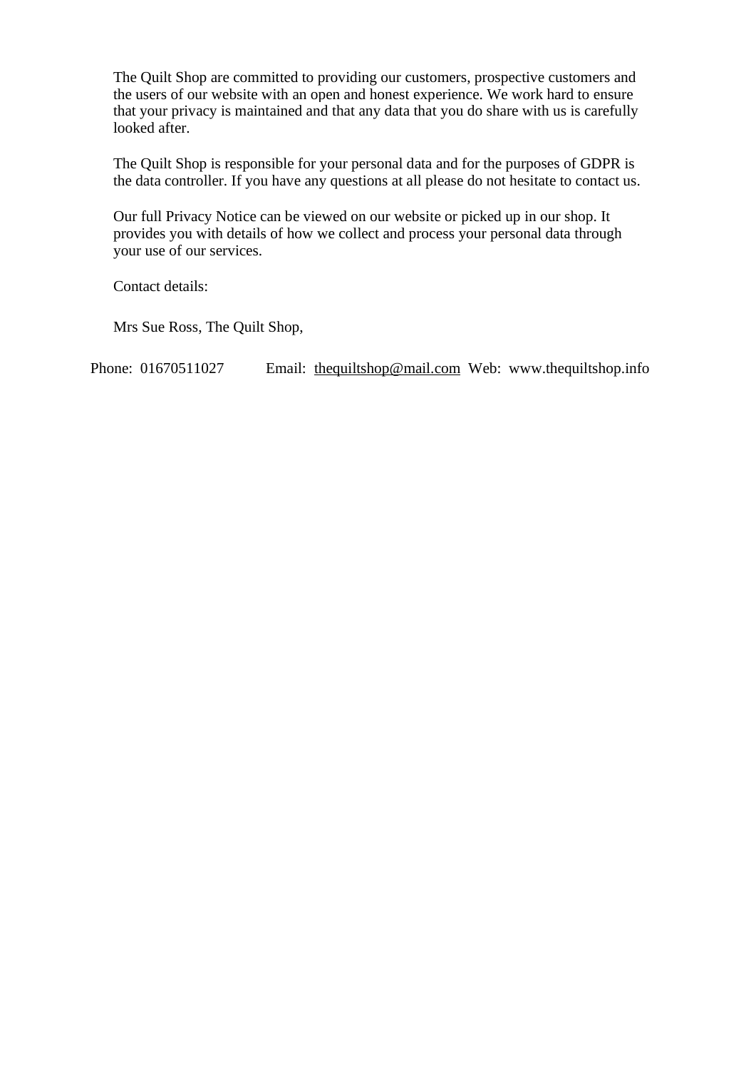The Quilt Shop are committed to providing our customers, prospective customers and the users of our website with an open and honest experience. We work hard to ensure that your privacy is maintained and that any data that you do share with us is carefully looked after.

The Quilt Shop is responsible for your personal data and for the purposes of GDPR is the data controller. If you have any questions at all please do not hesitate to contact us.

Our full Privacy Notice can be viewed on our website or picked up in our shop. It provides you with details of how we collect and process your personal data through your use of our services.

Contact details:

Mrs Sue Ross, The Quilt Shop,

Phone: 01670511027 Email: thequiltshop@mail.com Web: www.thequiltshop.info